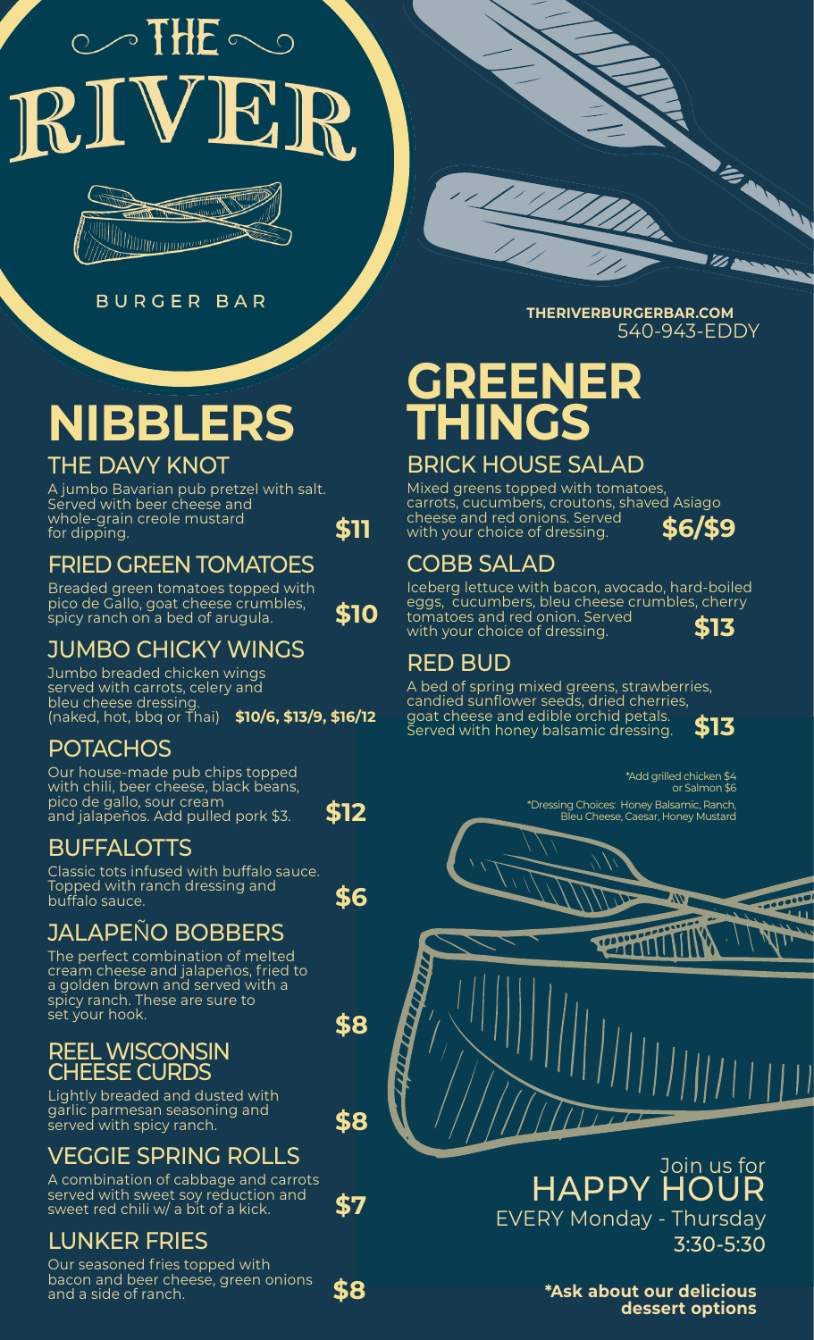# THE RIVER

BURGER BAR

**THERIVERBURGERBAR.COM**
540-943-EDDY

# NIBBLERS

## THE DAVY KNOT

A jumbo Bavarian pub pretzel with salt. Served with beer cheese and whole-grain creole mustard for dipping. **$11**

## FRIED GREEN TOMATOES

Breaded green tomatoes topped with pico de Gallo, goat cheese crumbles, spicy ranch on a bed of arugula. **$10**

## JUMBO CHICKY WINGS

Jumbo breaded chicken wings served with carrots, celery and bleu cheese dressing. (naked, hot, bbq or Thai) **$10/6, $13/9, $16/12**

## POTACHOS

Our house-made pub chips topped with chili, beer cheese, black beans, pico de gallo, sour cream and jalapeños. Add pulled pork $3. **$12**

## BUFFALOTTS

Classic tots infused with buffalo sauce. Topped with ranch dressing and buffalo sauce. **$6**

## JALAPEÑO BOBBERS

The perfect combination of melted cream cheese and jalapeños, fried to a golden brown and served with a spicy ranch. These are sure to set your hook. **$8**

## REEL WISCONSIN CHEESE CURDS

Lightly breaded and dusted with garlic parmesan seasoning and served with spicy ranch. **$8**

## VEGGIE SPRING ROLLS

A combination of cabbage and carrots served with sweet soy reduction and sweet red chili w/ a bit of a kick. **$7**

## LUNKER FRIES

Our seasoned fries topped with bacon and beer cheese, green onions and a side of ranch. **$8**

# GREENER THINGS

## BRICK HOUSE SALAD

Mixed greens topped with tomatoes, carrots, cucumbers, croutons, shaved Asiago cheese and red onions. Served with your choice of dressing. **$6/$9**

## COBB SALAD

Iceberg lettuce with bacon, avocado, hard-boiled eggs, cucumbers, bleu cheese crumbles, cherry tomatoes and red onion. Served with your choice of dressing. **$13**

## RED BUD

A bed of spring mixed greens, strawberries, candied sunflower seeds, dried cherries, goat cheese and edible orchid petals. Served with honey balsamic dressing. **$13**

*Add grilled chicken $4 or Salmon $6

*Dressing Choices: Honey Balsamic, Ranch, Bleu Cheese, Caesar, Honey Mustard

Join us for
HAPPY HOUR
EVERY Monday - Thursday
3:30-5:30

***Ask about our delicious dessert options**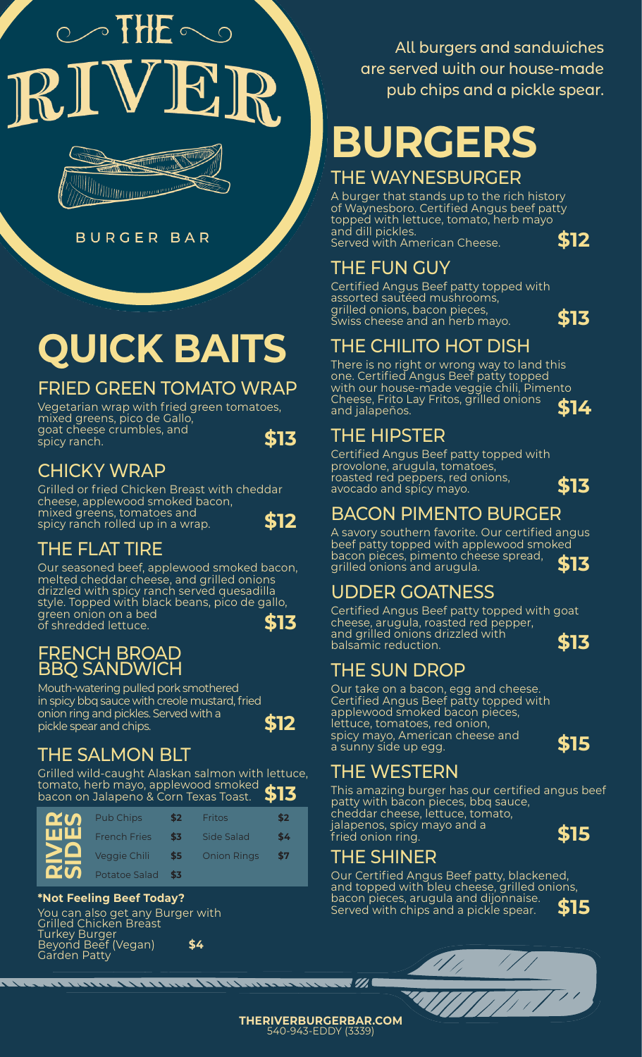# THE RIVER

BURGER BAR

# QUICK BAITS

## FRIED GREEN TOMATO WRAP

Vegetarian wrap with fried green tomatoes, mixed greens, pico de Gallo, goat cheese crumbles, and spicy ranch. **$13**

## CHICKY WRAP

Grilled or fried Chicken Breast with cheddar cheese, applewood smoked bacon, mixed greens, tomatoes and spicy ranch rolled up in a wrap. **$12**

## THE FLAT TIRE

Our seasoned beef, applewood smoked bacon, melted cheddar cheese, and grilled onions drizzled with spicy ranch served quesadilla style. Topped with black beans, pico de gallo, green onion on a bed of shredded lettuce. **$13**

## FRENCH BROAD BBQ SANDWICH

Mouth-watering pulled pork smothered in spicy bbq sauce with creole mustard, fried onion ring and pickles. Served with a pickle spear and chips. **$12**

## THE SALMON BLT

Grilled wild-caught Alaskan salmon with lettuce, tomato, herb mayo, applewood smoked bacon on Jalapeno & Corn Texas Toast. **$13**

## RIVER SIDES

| | | | |
|---|---|---|---|
| Pub Chips | $2 | Fritos | $2 |
| French Fries | $3 | Side Salad | $4 |
| Veggie Chili | $5 | Onion Rings | $7 |
| Potatoe Salad | $3 | | |

**\*Not Feeling Beef Today?**

You can also get any Burger with
Grilled Chicken Breast
Turkey Burger
Beyond Beef (Vegan) **$4**
Garden Patty

All burgers and sandwiches are served with our house-made pub chips and a pickle spear.

# BURGERS

## THE WAYNESBURGER

A burger that stands up to the rich history of Waynesboro. Certified Angus beef patty topped with lettuce, tomato, herb mayo and dill pickles. Served with American Cheese. **$12**

## THE FUN GUY

Certified Angus Beef patty topped with assorted sautéed mushrooms, grilled onions, bacon pieces, Swiss cheese and an herb mayo. **$13**

## THE CHILITO HOT DISH

There is no right or wrong way to land this one. Certified Angus Beef patty topped with our house-made veggie chili, Pimento Cheese, Frito Lay Fritos, grilled onions and jalapeños. **$14**

## THE HIPSTER

Certified Angus Beef patty topped with provolone, arugula, tomatoes, roasted red peppers, red onions, avocado and spicy mayo. **$13**

## BACON PIMENTO BURGER

A savory southern favorite. Our certified angus beef patty topped with applewood smoked bacon pieces, pimento cheese spread, grilled onions and arugula. **$13**

## UDDER GOATNESS

Certified Angus Beef patty topped with goat cheese, arugula, roasted red pepper, and grilled onions drizzled with balsamic reduction. **$13**

## THE SUN DROP

Our take on a bacon, egg and cheese. Certified Angus Beef patty topped with applewood smoked bacon pieces, lettuce, tomatoes, red onion, spicy mayo, American cheese and a sunny side up egg. **$15**

## THE WESTERN

This amazing burger has our certified angus beef patty with bacon pieces, bbq sauce, cheddar cheese, lettuce, tomato, jalapenos, spicy mayo and a fried onion ring. **$15**

## THE SHINER

Our Certified Angus Beef patty, blackened, and topped with bleu cheese, grilled onions, bacon pieces, arugula and dijonnaise. Served with chips and a pickle spear. **$15**

**THERIVERBURGERBAR.COM**
540-943-EDDY (3339)